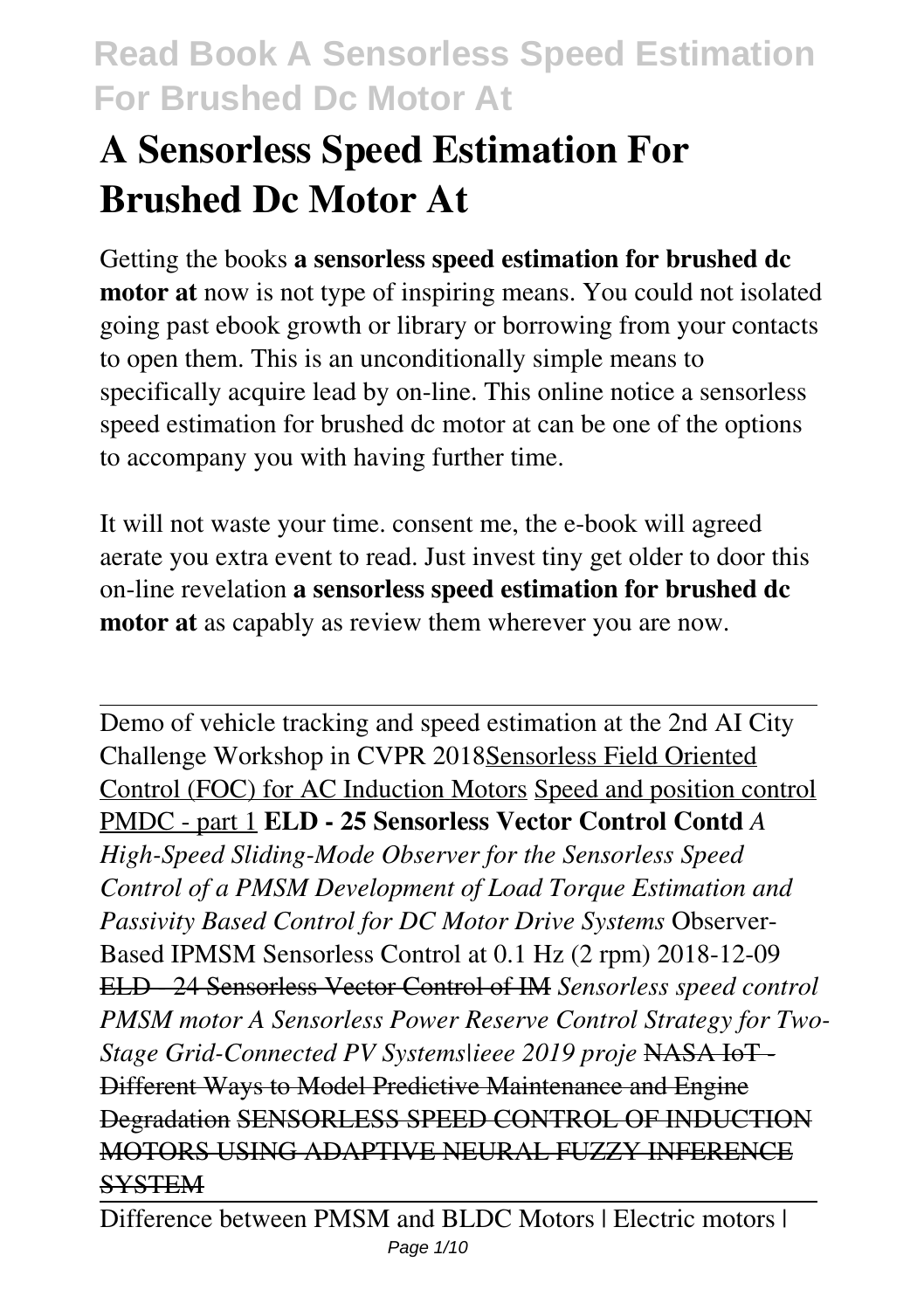／# A Sensorless Speed Estimation For Brushed Dc Motor At

Getting the books **a sensorless speed estimation for brushed dc motor at** now is not type of inspiring means. You could not isolated going past ebook growth or library or borrowing from your contacts to open them. This is an unconditionally simple means to specifically acquire lead by on-line. This online notice a sensorless speed estimation for brushed dc motor at can be one of the options to accompany you with having further time.

It will not waste your time. consent me, the e-book will agreed aerate you extra event to read. Just invest tiny get older to door this on-line revelation **a sensorless speed estimation for brushed dc motor at** as capably as review them wherever you are now.

Demo of vehicle tracking and speed estimation at the 2nd AI City Challenge Workshop in CVPR 2018Sensorless Field Oriented Control (FOC) for AC Induction Motors Speed and position control PMDC - part 1 **ELD - 25 Sensorless Vector Control Contd** *A High-Speed Sliding-Mode Observer for the Sensorless Speed Control of a PMSM Development of Load Torque Estimation and Passivity Based Control for DC Motor Drive Systems* Observer-Based IPMSM Sensorless Control at 0.1 Hz (2 rpm) 2018-12-09 ~~ELD - 24 Sensorless Vector Control of IM~~ *Sensorless speed control PMSM motor A Sensorless Power Reserve Control Strategy for Two-Stage Grid-Connected PV Systems|ieee 2019 proje* ~~NASA IoT - Different Ways to Model Predictive Maintenance and Engine Degradation~~ ~~SENSORLESS SPEED CONTROL OF INDUCTION MOTORS USING ADAPTIVE NEURAL FUZZY INFERENCE SYSTEM~~

Difference between PMSM and BLDC Motors | Electric motors |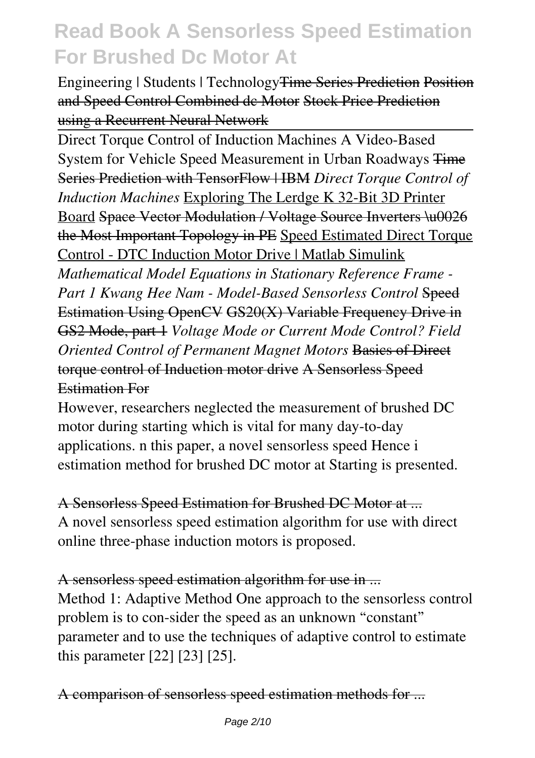Engineering | Students | Technology~~Time Series Prediction~~ ~~Position and Speed Control Combined dc Motor~~ ~~Stock Price Prediction using a Recurrent Neural Network~~

~~Direct Torque Control of Induction Machines~~ A Video-Based System for Vehicle Speed Measurement in Urban Roadways ~~Time Series Prediction with TensorFlow | IBM~~ *Direct Torque Control of Induction Machines* Exploring The Lerdge K 32-Bit 3D Printer Board ~~Space Vector Modulation / Voltage Source Inverters \u0026 the Most Important Topology in PE~~ Speed Estimated Direct Torque Control - DTC Induction Motor Drive | Matlab Simulink *Mathematical Model Equations in Stationary Reference Frame - Part 1* *Kwang Hee Nam - Model-Based Sensorless Control* ~~Speed Estimation Using OpenCV~~ ~~GS20(X) Variable Frequency Drive in GS2 Mode, part 1~~ *Voltage Mode or Current Mode Control?* *Field Oriented Control of Permanent Magnet Motors* ~~Basics of Direct torque control of Induction motor drive~~ ~~A Sensorless Speed Estimation For~~

However, researchers neglected the measurement of brushed DC motor during starting which is vital for many day-to-day applications. n this paper, a novel sensorless speed Hence i estimation method for brushed DC motor at Starting is presented.

~~A Sensorless Speed Estimation for Brushed DC Motor at ...~~

A novel sensorless speed estimation algorithm for use with direct online three-phase induction motors is proposed.

~~A sensorless speed estimation algorithm for use in ...~~

Method 1: Adaptive Method One approach to the sensorless control problem is to con-sider the speed as an unknown "constant" parameter and to use the techniques of adaptive control to estimate this parameter [22] [23] [25].

~~A comparison of sensorless speed estimation methods for ...~~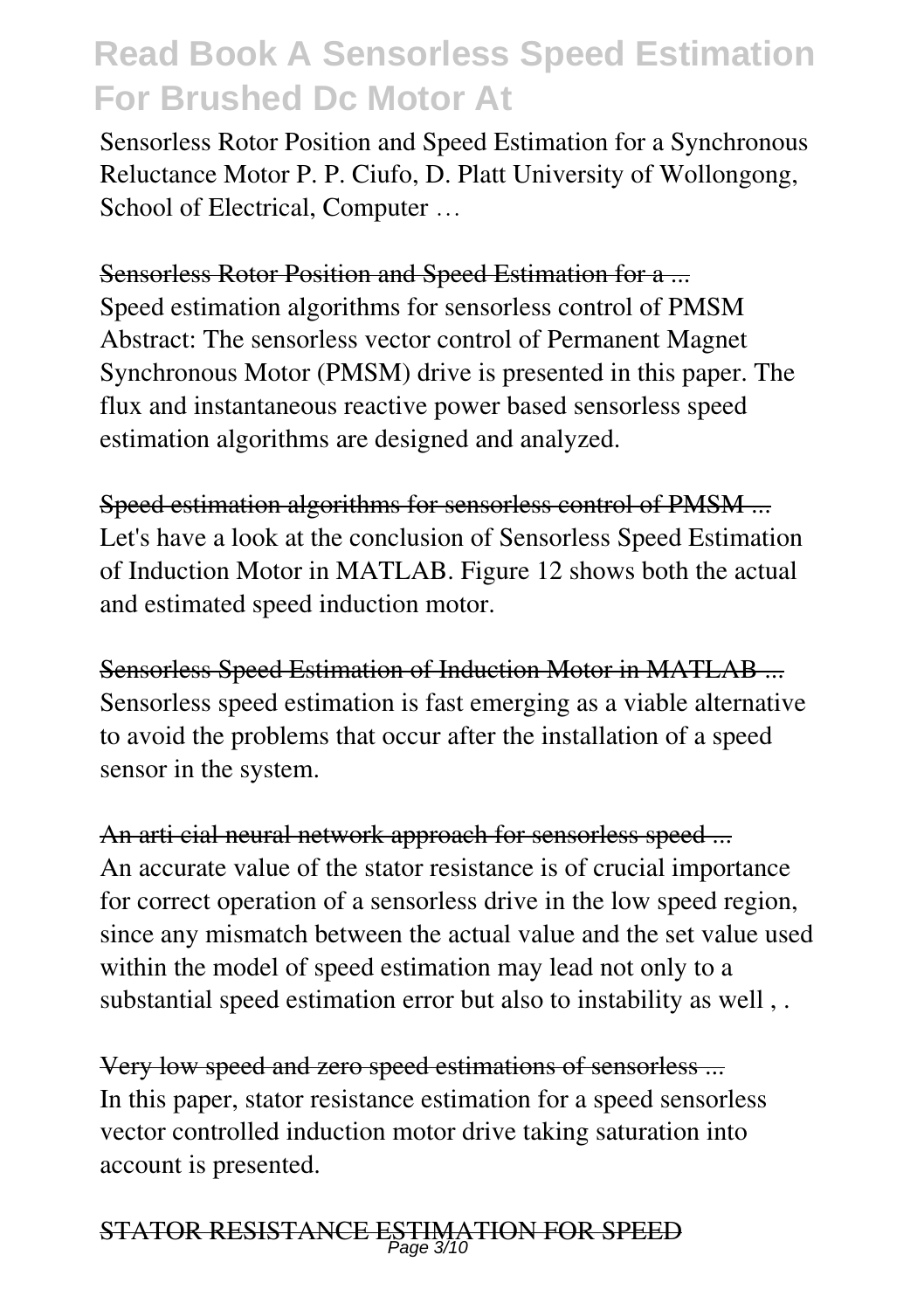Sensorless Rotor Position and Speed Estimation for a Synchronous Reluctance Motor P. P. Ciufo, D. Platt University of Wollongong, School of Electrical, Computer …

Sensorless Rotor Position and Speed Estimation for a ...

Speed estimation algorithms for sensorless control of PMSM Abstract: The sensorless vector control of Permanent Magnet Synchronous Motor (PMSM) drive is presented in this paper. The flux and instantaneous reactive power based sensorless speed estimation algorithms are designed and analyzed.

Speed estimation algorithms for sensorless control of PMSM ...

Let's have a look at the conclusion of Sensorless Speed Estimation of Induction Motor in MATLAB. Figure 12 shows both the actual and estimated speed induction motor.

Sensorless Speed Estimation of Induction Motor in MATLAB ...

Sensorless speed estimation is fast emerging as a viable alternative to avoid the problems that occur after the installation of a speed sensor in the system.

An arti cial neural network approach for sensorless speed ...

An accurate value of the stator resistance is of crucial importance for correct operation of a sensorless drive in the low speed region, since any mismatch between the actual value and the set value used within the model of speed estimation may lead not only to a substantial speed estimation error but also to instability as well , .

Very low speed and zero speed estimations of sensorless ...

In this paper, stator resistance estimation for a speed sensorless vector controlled induction motor drive taking saturation into account is presented.

STATOR RESISTANCE ESTIMATION FOR SPEED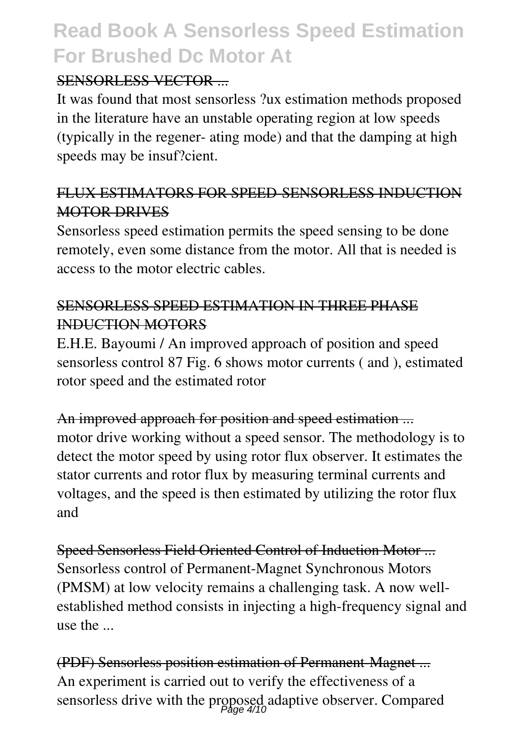SENSORLESS VECTOR ...

It was found that most sensorless ?ux estimation methods proposed in the literature have an unstable operating region at low speeds (typically in the regener- ating mode) and that the damping at high speeds may be insuf?cient.

FLUX ESTIMATORS FOR SPEED-SENSORLESS INDUCTION MOTOR DRIVES

Sensorless speed estimation permits the speed sensing to be done remotely, even some distance from the motor. All that is needed is access to the motor electric cables.

SENSORLESS SPEED ESTIMATION IN THREE PHASE INDUCTION MOTORS

E.H.E. Bayoumi / An improved approach of position and speed sensorless control 87 Fig. 6 shows motor currents ( and ), estimated rotor speed and the estimated rotor

An improved approach for position and speed estimation ...

motor drive working without a speed sensor. The methodology is to detect the motor speed by using rotor flux observer. It estimates the stator currents and rotor flux by measuring terminal currents and voltages, and the speed is then estimated by utilizing the rotor flux and

Speed Sensorless Field Oriented Control of Induction Motor ...

Sensorless control of Permanent-Magnet Synchronous Motors (PMSM) at low velocity remains a challenging task. A now well-established method consists in injecting a high-frequency signal and use the ...

(PDF) Sensorless position estimation of Permanent-Magnet ...

An experiment is carried out to verify the effectiveness of a sensorless drive with the proposed adaptive observer. Compared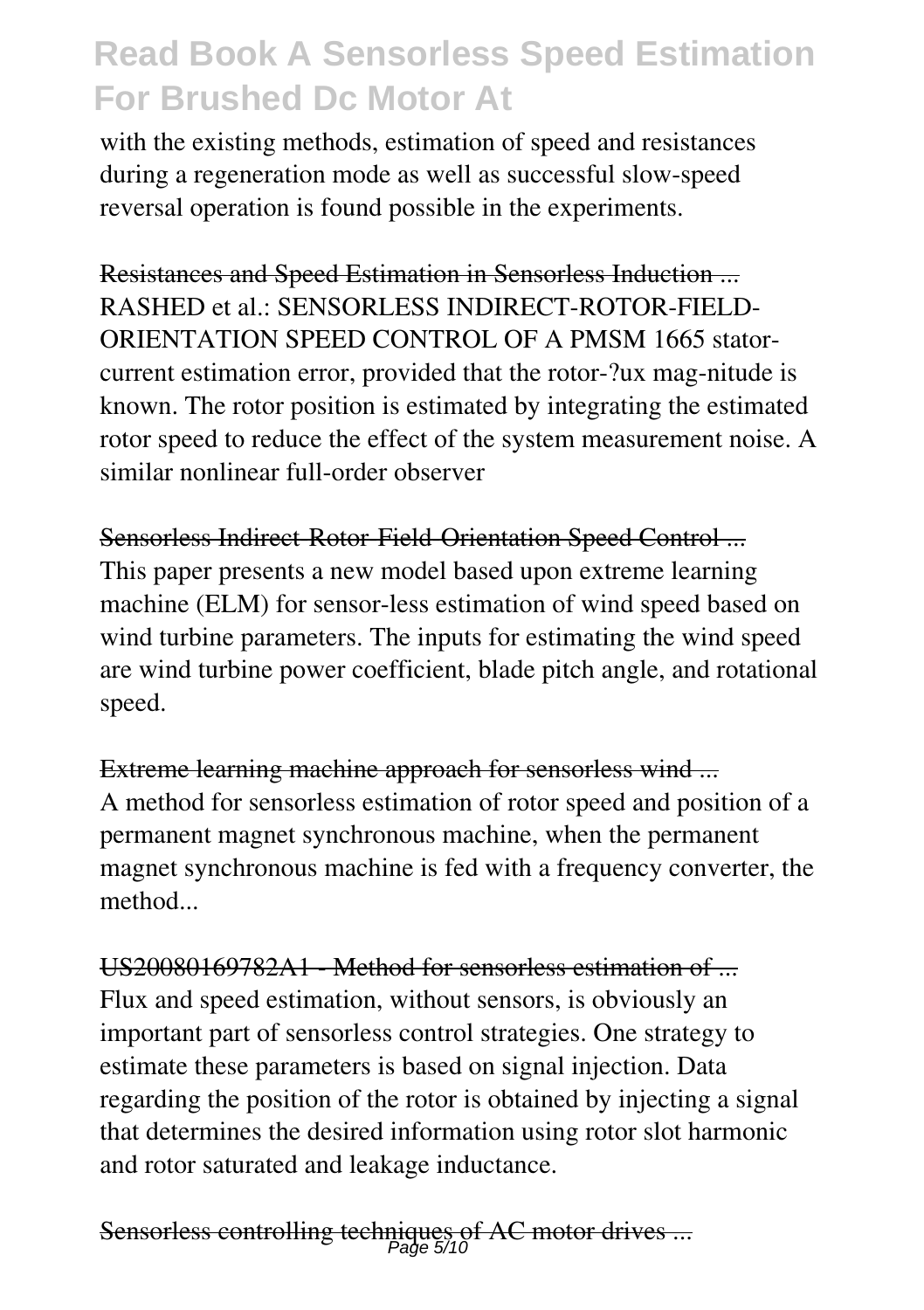with the existing methods, estimation of speed and resistances during a regeneration mode as well as successful slow-speed reversal operation is found possible in the experiments.

Resistances and Speed Estimation in Sensorless Induction ...

RASHED et al.: SENSORLESS INDIRECT-ROTOR-FIELD-ORIENTATION SPEED CONTROL OF A PMSM 1665 stator-current estimation error, provided that the rotor-?ux mag-nitude is known. The rotor position is estimated by integrating the estimated rotor speed to reduce the effect of the system measurement noise. A similar nonlinear full-order observer

Sensorless Indirect-Rotor-Field-Orientation Speed Control ...

This paper presents a new model based upon extreme learning machine (ELM) for sensor-less estimation of wind speed based on wind turbine parameters. The inputs for estimating the wind speed are wind turbine power coefficient, blade pitch angle, and rotational speed.

Extreme learning machine approach for sensorless wind ...

A method for sensorless estimation of rotor speed and position of a permanent magnet synchronous machine, when the permanent magnet synchronous machine is fed with a frequency converter, the method...

US20080169782A1 - Method for sensorless estimation of ...

Flux and speed estimation, without sensors, is obviously an important part of sensorless control strategies. One strategy to estimate these parameters is based on signal injection. Data regarding the position of the rotor is obtained by injecting a signal that determines the desired information using rotor slot harmonic and rotor saturated and leakage inductance.

Sensorless controlling techniques of AC motor drives ...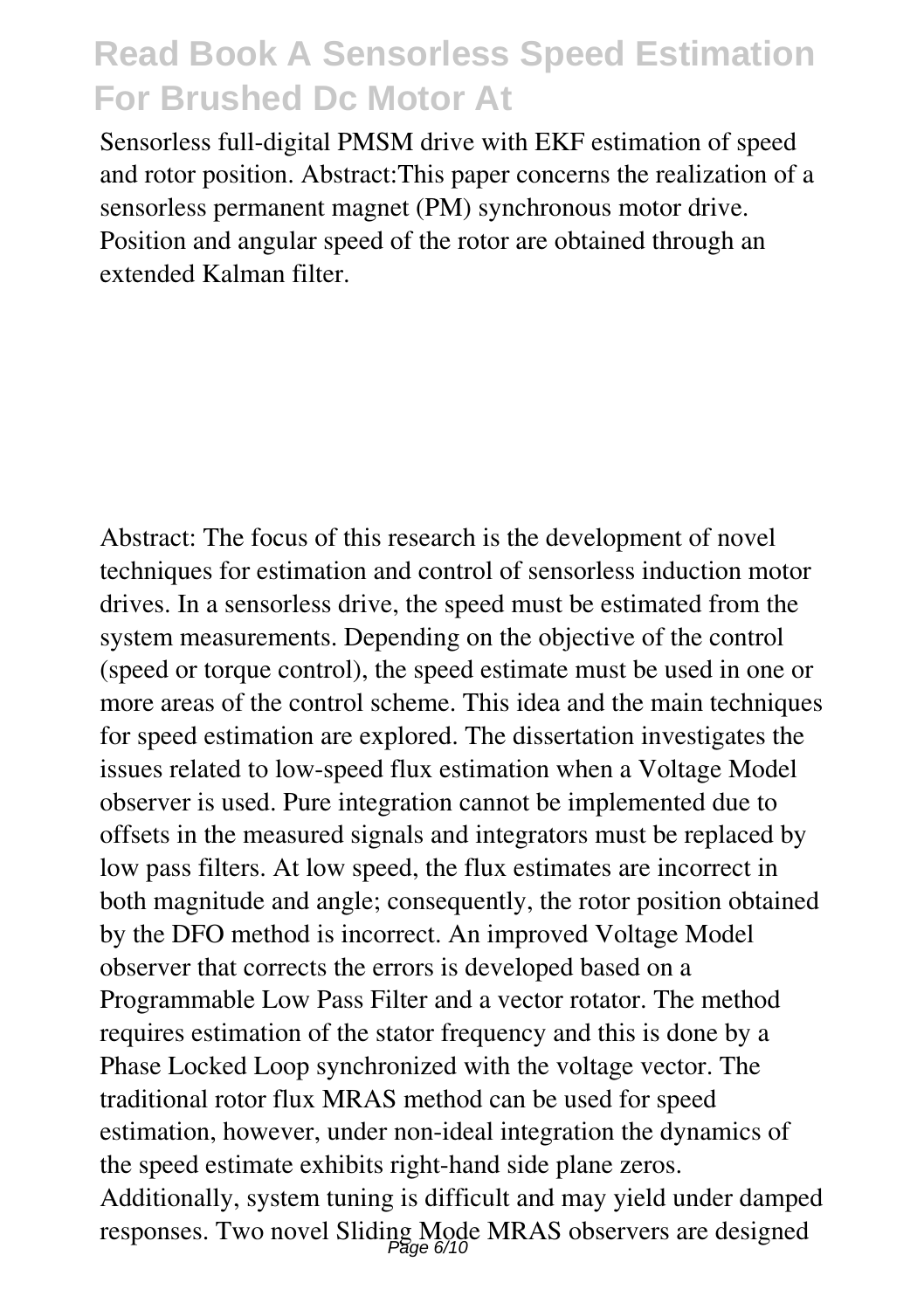Sensorless full-digital PMSM drive with EKF estimation of speed and rotor position. Abstract:This paper concerns the realization of a sensorless permanent magnet (PM) synchronous motor drive. Position and angular speed of the rotor are obtained through an extended Kalman filter.

Abstract: The focus of this research is the development of novel techniques for estimation and control of sensorless induction motor drives. In a sensorless drive, the speed must be estimated from the system measurements. Depending on the objective of the control (speed or torque control), the speed estimate must be used in one or more areas of the control scheme. This idea and the main techniques for speed estimation are explored. The dissertation investigates the issues related to low-speed flux estimation when a Voltage Model observer is used. Pure integration cannot be implemented due to offsets in the measured signals and integrators must be replaced by low pass filters. At low speed, the flux estimates are incorrect in both magnitude and angle; consequently, the rotor position obtained by the DFO method is incorrect. An improved Voltage Model observer that corrects the errors is developed based on a Programmable Low Pass Filter and a vector rotator. The method requires estimation of the stator frequency and this is done by a Phase Locked Loop synchronized with the voltage vector. The traditional rotor flux MRAS method can be used for speed estimation, however, under non-ideal integration the dynamics of the speed estimate exhibits right-hand side plane zeros. Additionally, system tuning is difficult and may yield under damped responses. Two novel Sliding Mode MRAS observers are designed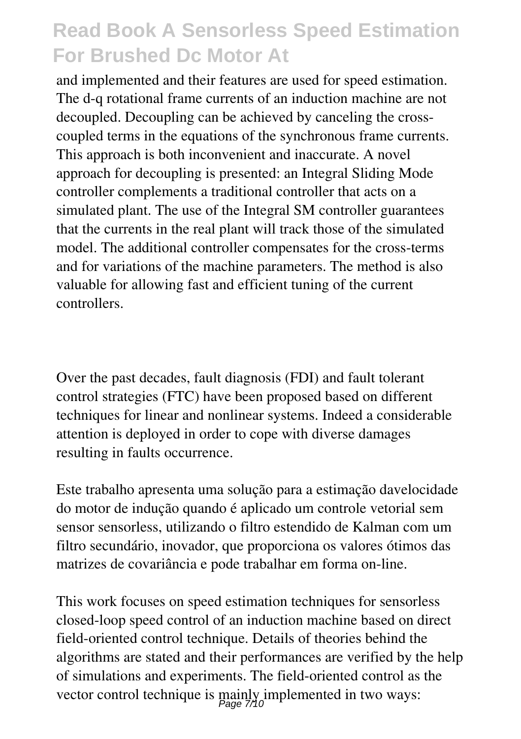and implemented and their features are used for speed estimation. The d-q rotational frame currents of an induction machine are not decoupled. Decoupling can be achieved by canceling the cross-coupled terms in the equations of the synchronous frame currents. This approach is both inconvenient and inaccurate. A novel approach for decoupling is presented: an Integral Sliding Mode controller complements a traditional controller that acts on a simulated plant. The use of the Integral SM controller guarantees that the currents in the real plant will track those of the simulated model. The additional controller compensates for the cross-terms and for variations of the machine parameters. The method is also valuable for allowing fast and efficient tuning of the current controllers.

Over the past decades, fault diagnosis (FDI) and fault tolerant control strategies (FTC) have been proposed based on different techniques for linear and nonlinear systems. Indeed a considerable attention is deployed in order to cope with diverse damages resulting in faults occurrence.

Este trabalho apresenta uma solução para a estimação davelocidade do motor de indução quando é aplicado um controle vetorial sem sensor sensorless, utilizando o filtro estendido de Kalman com um filtro secundário, inovador, que proporciona os valores ótimos das matrizes de covariância e pode trabalhar em forma on-line.

This work focuses on speed estimation techniques for sensorless closed-loop speed control of an induction machine based on direct field-oriented control technique. Details of theories behind the algorithms are stated and their performances are verified by the help of simulations and experiments. The field-oriented control as the vector control technique is mainly implemented in two ways: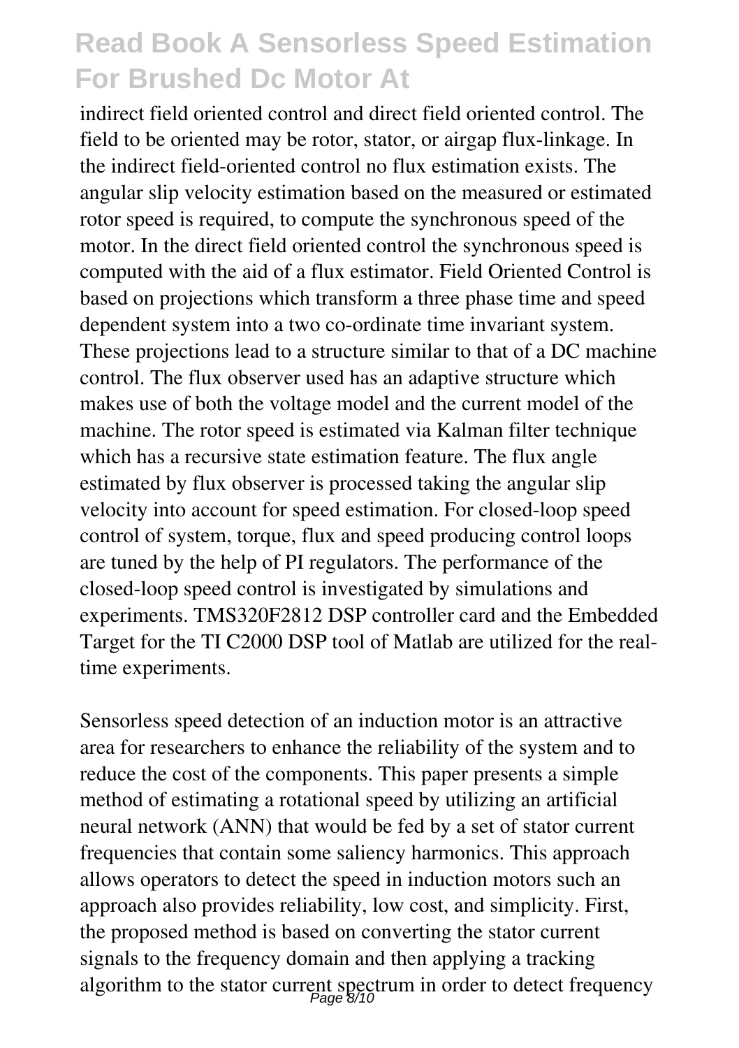indirect field oriented control and direct field oriented control. The field to be oriented may be rotor, stator, or airgap flux-linkage. In the indirect field-oriented control no flux estimation exists. The angular slip velocity estimation based on the measured or estimated rotor speed is required, to compute the synchronous speed of the motor. In the direct field oriented control the synchronous speed is computed with the aid of a flux estimator. Field Oriented Control is based on projections which transform a three phase time and speed dependent system into a two co-ordinate time invariant system. These projections lead to a structure similar to that of a DC machine control. The flux observer used has an adaptive structure which makes use of both the voltage model and the current model of the machine. The rotor speed is estimated via Kalman filter technique which has a recursive state estimation feature. The flux angle estimated by flux observer is processed taking the angular slip velocity into account for speed estimation. For closed-loop speed control of system, torque, flux and speed producing control loops are tuned by the help of PI regulators. The performance of the closed-loop speed control is investigated by simulations and experiments. TMS320F2812 DSP controller card and the Embedded Target for the TI C2000 DSP tool of Matlab are utilized for the real-time experiments.

Sensorless speed detection of an induction motor is an attractive area for researchers to enhance the reliability of the system and to reduce the cost of the components. This paper presents a simple method of estimating a rotational speed by utilizing an artificial neural network (ANN) that would be fed by a set of stator current frequencies that contain some saliency harmonics. This approach allows operators to detect the speed in induction motors such an approach also provides reliability, low cost, and simplicity. First, the proposed method is based on converting the stator current signals to the frequency domain and then applying a tracking algorithm to the stator current spectrum in order to detect frequency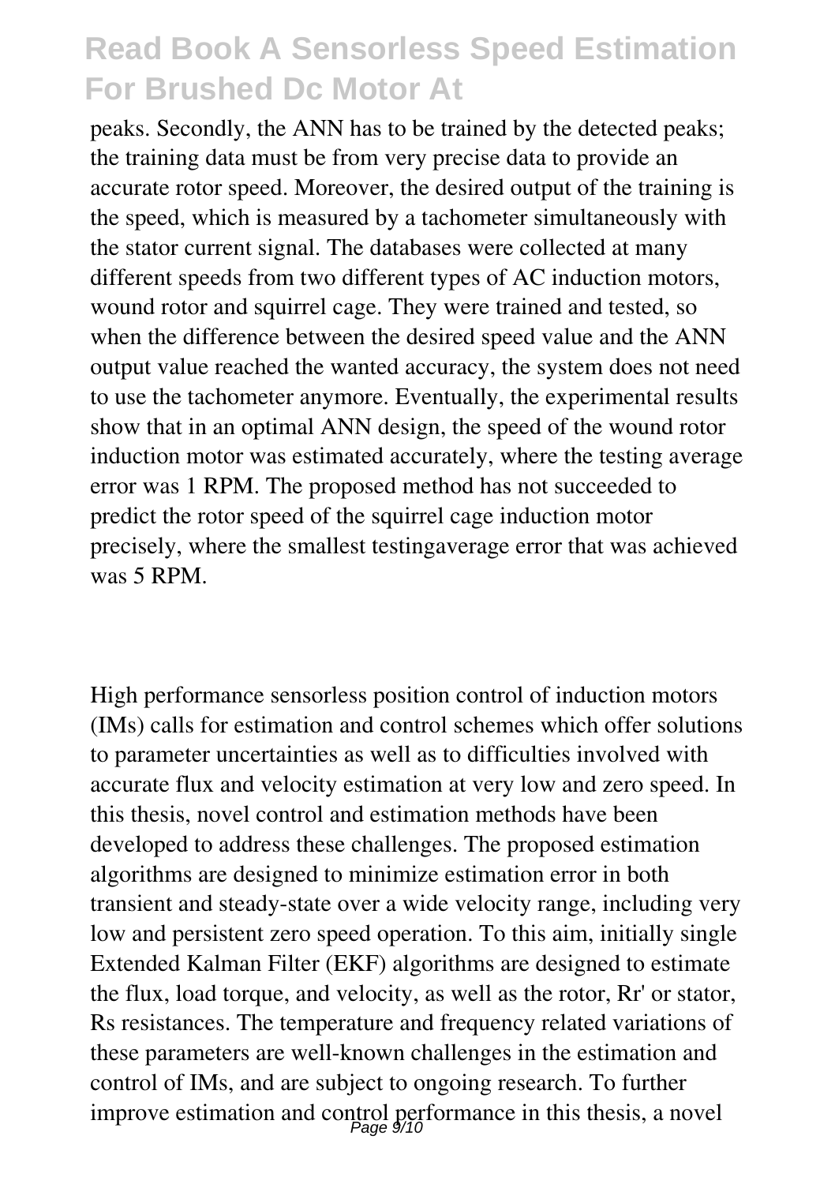peaks. Secondly, the ANN has to be trained by the detected peaks; the training data must be from very precise data to provide an accurate rotor speed. Moreover, the desired output of the training is the speed, which is measured by a tachometer simultaneously with the stator current signal. The databases were collected at many different speeds from two different types of AC induction motors, wound rotor and squirrel cage. They were trained and tested, so when the difference between the desired speed value and the ANN output value reached the wanted accuracy, the system does not need to use the tachometer anymore. Eventually, the experimental results show that in an optimal ANN design, the speed of the wound rotor induction motor was estimated accurately, where the testing average error was 1 RPM. The proposed method has not succeeded to predict the rotor speed of the squirrel cage induction motor precisely, where the smallest testingaverage error that was achieved was 5 RPM.

High performance sensorless position control of induction motors (IMs) calls for estimation and control schemes which offer solutions to parameter uncertainties as well as to difficulties involved with accurate flux and velocity estimation at very low and zero speed. In this thesis, novel control and estimation methods have been developed to address these challenges. The proposed estimation algorithms are designed to minimize estimation error in both transient and steady-state over a wide velocity range, including very low and persistent zero speed operation. To this aim, initially single Extended Kalman Filter (EKF) algorithms are designed to estimate the flux, load torque, and velocity, as well as the rotor, Rr' or stator, Rs resistances. The temperature and frequency related variations of these parameters are well-known challenges in the estimation and control of IMs, and are subject to ongoing research. To further improve estimation and control performance in this thesis, a novel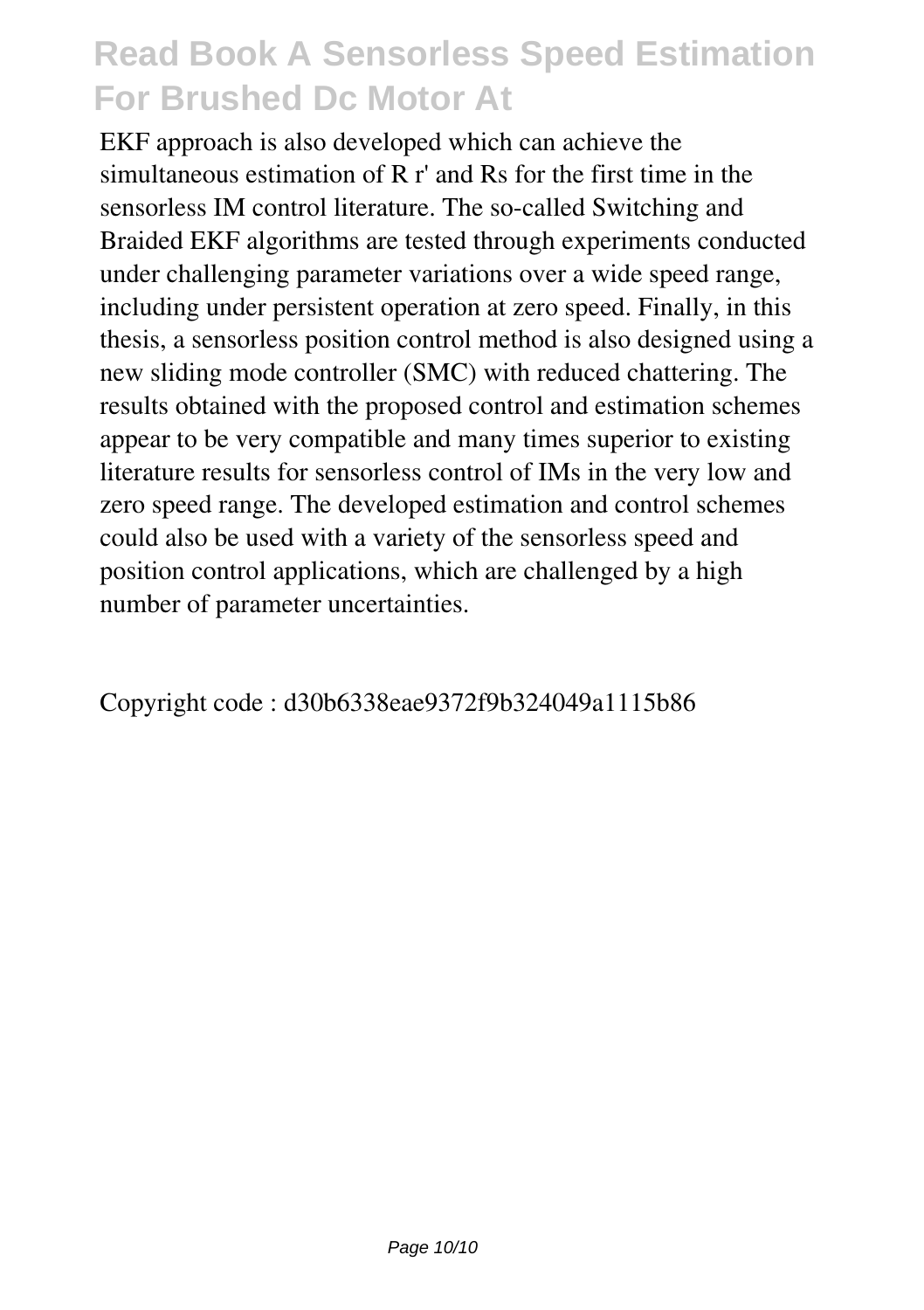EKF approach is also developed which can achieve the simultaneous estimation of R r' and Rs for the first time in the sensorless IM control literature. The so-called Switching and Braided EKF algorithms are tested through experiments conducted under challenging parameter variations over a wide speed range, including under persistent operation at zero speed. Finally, in this thesis, a sensorless position control method is also designed using a new sliding mode controller (SMC) with reduced chattering. The results obtained with the proposed control and estimation schemes appear to be very compatible and many times superior to existing literature results for sensorless control of IMs in the very low and zero speed range. The developed estimation and control schemes could also be used with a variety of the sensorless speed and position control applications, which are challenged by a high number of parameter uncertainties.

Copyright code : d30b6338eae9372f9b324049a1115b86